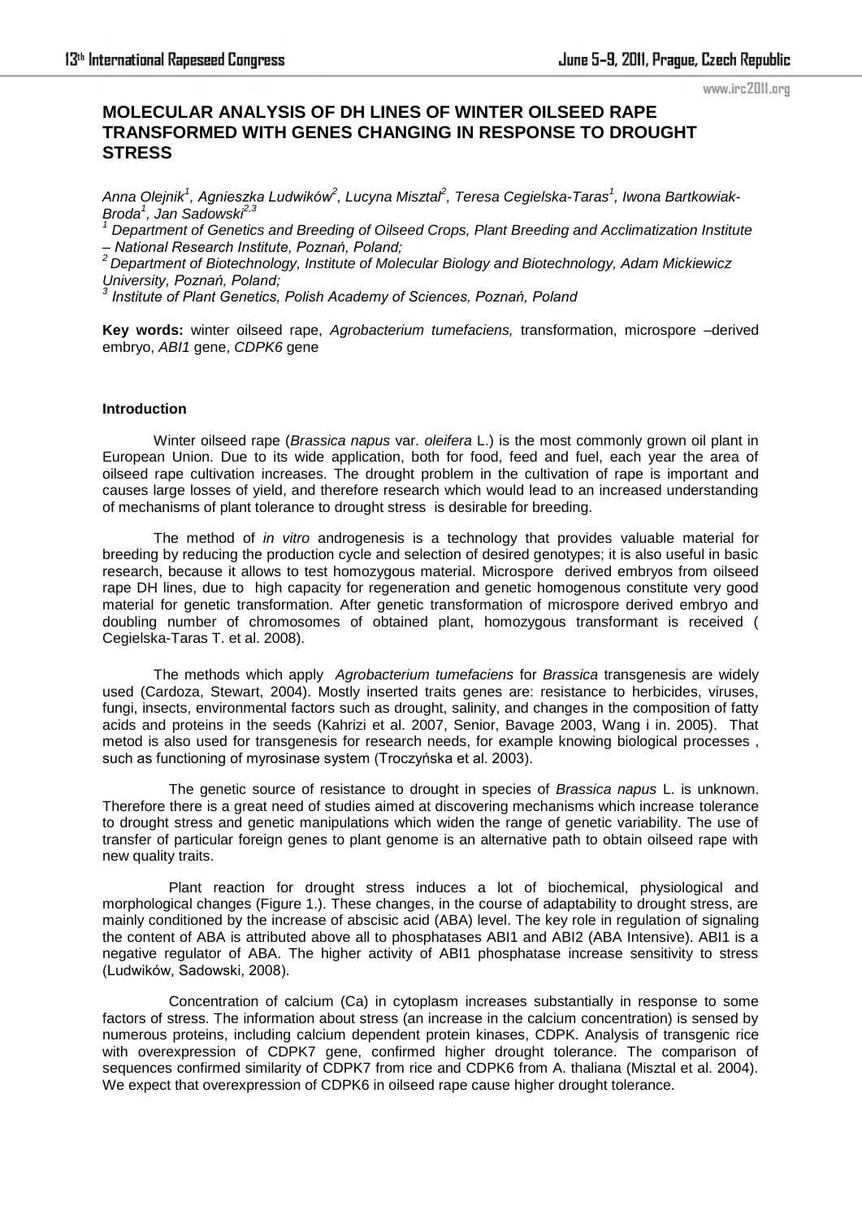# MOLECULAR ANALYSIS OF DH LINES OF WINTER OILSEED RAPE TRANSFORMED WITH GENES CHANGING IN RESPONSE TO DROUGHT STRESS

*Anna Olejnik[1], Agnieszka Ludwików[2], Lucyna Misztal[2], Teresa Cegielska-Taras[1], Iwona Bartkowiak-Broda[1], Jan Sadowski[2,3]*

*[1] Department of Genetics and Breeding of Oilseed Crops, Plant Breeding and Acclimatization Institute – National Research Institute, Poznań, Poland;*

*[2] Department of Biotechnology, Institute of Molecular Biology and Biotechnology, Adam Mickiewicz University, Poznań, Poland;*

*[3] Institute of Plant Genetics, Polish Academy of Sciences, Poznań, Poland*

**Key words:** winter oilseed rape, *Agrobacterium tumefaciens,* transformation, microspore –derived embryo, *ABI1* gene, *CDPK6* gene

## Introduction

Winter oilseed rape (*Brassica napus* var. *oleifera* L.) is the most commonly grown oil plant in European Union. Due to its wide application, both for food, feed and fuel, each year the area of oilseed rape cultivation increases. The drought problem in the cultivation of rape is important and causes large losses of yield, and therefore research which would lead to an increased understanding of mechanisms of plant tolerance to drought stress is desirable for breeding.

The method of *in vitro* androgenesis is a technology that provides valuable material for breeding by reducing the production cycle and selection of desired genotypes; it is also useful in basic research, because it allows to test homozygous material. Microspore derived embryos from oilseed rape DH lines, due to high capacity for regeneration and genetic homogenous constitute very good material for genetic transformation. After genetic transformation of microspore derived embryo and doubling number of chromosomes of obtained plant, homozygous transformant is received ( Cegielska-Taras T. et al. 2008).

The methods which apply *Agrobacterium tumefaciens* for *Brassica* transgenesis are widely used (Cardoza, Stewart, 2004). Mostly inserted traits genes are: resistance to herbicides, viruses, fungi, insects, environmental factors such as drought, salinity, and changes in the composition of fatty acids and proteins in the seeds (Kahrizi et al. 2007, Senior, Bavage 2003, Wang i in. 2005). That metod is also used for transgenesis for research needs, for example knowing biological processes , such as functioning of myrosinase system (Troczyńska et al. 2003).

The genetic source of resistance to drought in species of *Brassica napus* L. is unknown. Therefore there is a great need of studies aimed at discovering mechanisms which increase tolerance to drought stress and genetic manipulations which widen the range of genetic variability. The use of transfer of particular foreign genes to plant genome is an alternative path to obtain oilseed rape with new quality traits.

Plant reaction for drought stress induces a lot of biochemical, physiological and morphological changes (Figure 1.). These changes, in the course of adaptability to drought stress, are mainly conditioned by the increase of abscisic acid (ABA) level. The key role in regulation of signaling the content of ABA is attributed above all to phosphatases ABI1 and ABI2 (ABA Intensive). ABI1 is a negative regulator of ABA. The higher activity of ABI1 phosphatase increase sensitivity to stress (Ludwików, Sadowski, 2008).

Concentration of calcium (Ca) in cytoplasm increases substantially in response to some factors of stress. The information about stress (an increase in the calcium concentration) is sensed by numerous proteins, including calcium dependent protein kinases, CDPK. Analysis of transgenic rice with overexpression of CDPK7 gene, confirmed higher drought tolerance. The comparison of sequences confirmed similarity of CDPK7 from rice and CDPK6 from A. thaliana (Misztal et al. 2004). We expect that overexpression of CDPK6 in oilseed rape cause higher drought tolerance.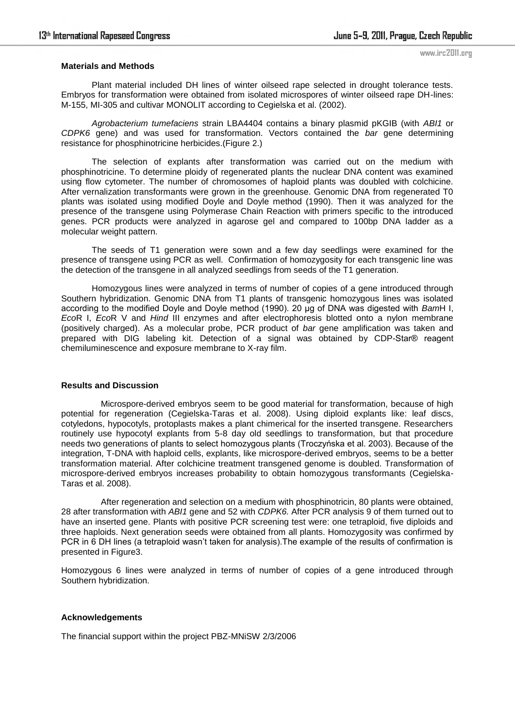## Materials and Methods

Plant material included DH lines of winter oilseed rape selected in drought tolerance tests. Embryos for transformation were obtained from isolated microspores of winter oilseed rape DH-lines: M-155, MI-305 and cultivar MONOLIT according to Cegielska et al. (2002).

*Agrobacterium tumefaciens* strain LBA4404 contains a binary plasmid pKGIB (with *ABI1* or *CDPK6* gene) and was used for transformation. Vectors contained the *bar* gene determining resistance for phosphinotricine herbicides.(Figure 2.)

The selection of explants after transformation was carried out on the medium with phosphinotricine. To determine ploidy of regenerated plants the nuclear DNA content was examined using flow cytometer. The number of chromosomes of haploid plants was doubled with colchicine. After vernalization transformants were grown in the greenhouse. Genomic DNA from regenerated T0 plants was isolated using modified Doyle and Doyle method (1990). Then it was analyzed for the presence of the transgene using Polymerase Chain Reaction with primers specific to the introduced genes. PCR products were analyzed in agarose gel and compared to 100bp DNA ladder as a molecular weight pattern.

The seeds of T1 generation were sown and a few day seedlings were examined for the presence of transgene using PCR as well. Confirmation of homozygosity for each transgenic line was the detection of the transgene in all analyzed seedlings from seeds of the T1 generation.

Homozygous lines were analyzed in terms of number of copies of a gene introduced through Southern hybridization. Genomic DNA from T1 plants of transgenic homozygous lines was isolated according to the modified Doyle and Doyle method (1990). 20 µg of DNA was digested with *Bam*H I, *Eco*R I, *Eco*R V and *Hind* III enzymes and after electrophoresis blotted onto a nylon membrane (positively charged). As a molecular probe, PCR product of *bar* gene amplification was taken and prepared with DIG labeling kit. Detection of a signal was obtained by CDP-Star® reagent chemiluminescence and exposure membrane to X-ray film.

## Results and Discussion

Microspore-derived embryos seem to be good material for transformation, because of high potential for regeneration (Cegielska-Taras et al. 2008). Using diploid explants like: leaf discs, cotyledons, hypocotyls, protoplasts makes a plant chimerical for the inserted transgene. Researchers routinely use hypocotyl explants from 5-8 day old seedlings to transformation, but that procedure needs two generations of plants to select homozygous plants (Troczyńska et al. 2003). Because of the integration, T-DNA with haploid cells, explants, like microspore-derived embryos, seems to be a better transformation material. After colchicine treatment transgened genome is doubled. Transformation of microspore-derived embryos increases probability to obtain homozygous transformants (Cegielska-Taras et al. 2008).

After regeneration and selection on a medium with phosphinotricin, 80 plants were obtained, 28 after transformation with *ABI1* gene and 52 with *CDPK6.* After PCR analysis 9 of them turned out to have an inserted gene. Plants with positive PCR screening test were: one tetraploid, five diploids and three haploids. Next generation seeds were obtained from all plants. Homozygosity was confirmed by PCR in 6 DH lines (a tetraploid wasn't taken for analysis).The example of the results of confirmation is presented in Figure3.

Homozygous 6 lines were analyzed in terms of number of copies of a gene introduced through Southern hybridization.

## Acknowledgements

The financial support within the project PBZ-MNiSW 2/3/2006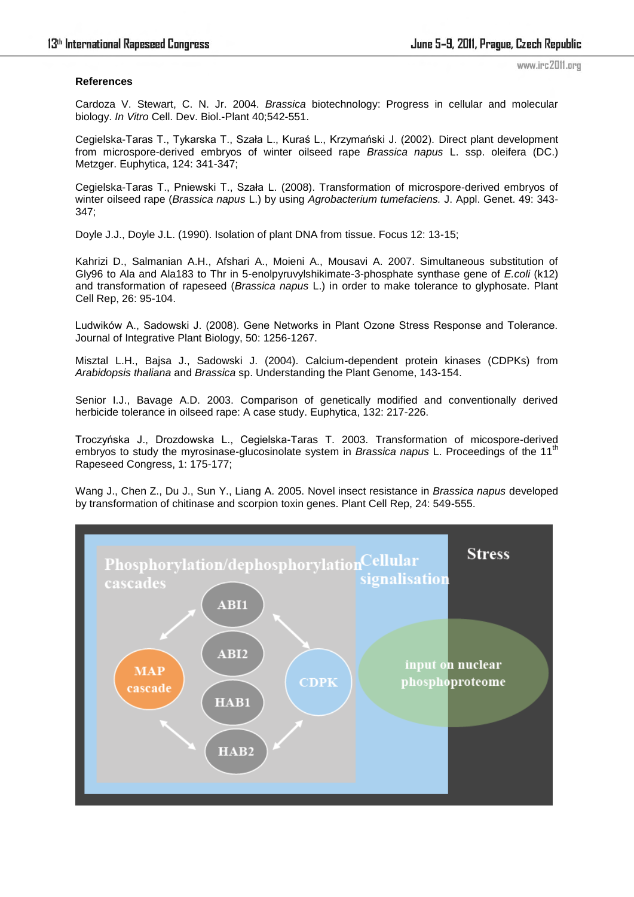**References**

Cardoza V. Stewart, C. N. Jr. 2004. *Brassica* biotechnology: Progress in cellular and molecular biology. *In Vitro* Cell. Dev. Biol.-Plant 40;542-551.

Cegielska-Taras T., Tykarska T., Szała L., Kuraś L., Krzymański J. (2002). Direct plant development from microspore-derived embryos of winter oilseed rape *Brassica napus* L. ssp. oleifera (DC.) Metzger. Euphytica, 124: 341-347;

Cegielska-Taras T., Pniewski T., Szała L. (2008). Transformation of microspore-derived embryos of winter oilseed rape (*Brassica napus* L.) by using *Agrobacterium tumefaciens.* J. Appl. Genet. 49: 343-347;

Doyle J.J., Doyle J.L. (1990). Isolation of plant DNA from tissue. Focus 12: 13-15;

Kahrizi D., Salmanian A.H., Afshari A., Moieni A., Mousavi A. 2007. Simultaneous substitution of Gly96 to Ala and Ala183 to Thr in 5-enolpyruvylshikimate-3-phosphate synthase gene of *E.coli* (k12) and transformation of rapeseed (*Brassica napus* L.) in order to make tolerance to glyphosate. Plant Cell Rep, 26: 95-104.

Ludwików A., Sadowski J. (2008). Gene Networks in Plant Ozone Stress Response and Tolerance. Journal of Integrative Plant Biology, 50: 1256-1267.

Misztal L.H., Bajsa J., Sadowski J. (2004). Calcium-dependent protein kinases (CDPKs) from *Arabidopsis thaliana* and *Brassica* sp. Understanding the Plant Genome, 143-154.

Senior I.J., Bavage A.D. 2003. Comparison of genetically modified and conventionally derived herbicide tolerance in oilseed rape: A case study. Euphytica, 132: 217-226.

Troczyńska J., Drozdowska L., Cegielska-Taras T. 2003. Transformation of micospore-derived embryos to study the myrosinase-glucosinolate system in *Brassica napus* L. Proceedings of the 11th Rapeseed Congress, 1: 175-177;

Wang J., Chen Z., Du J., Sun Y., Liang A. 2005. Novel insect resistance in *Brassica napus* developed by transformation of chitinase and scorpion toxin genes. Plant Cell Rep, 24: 549-555.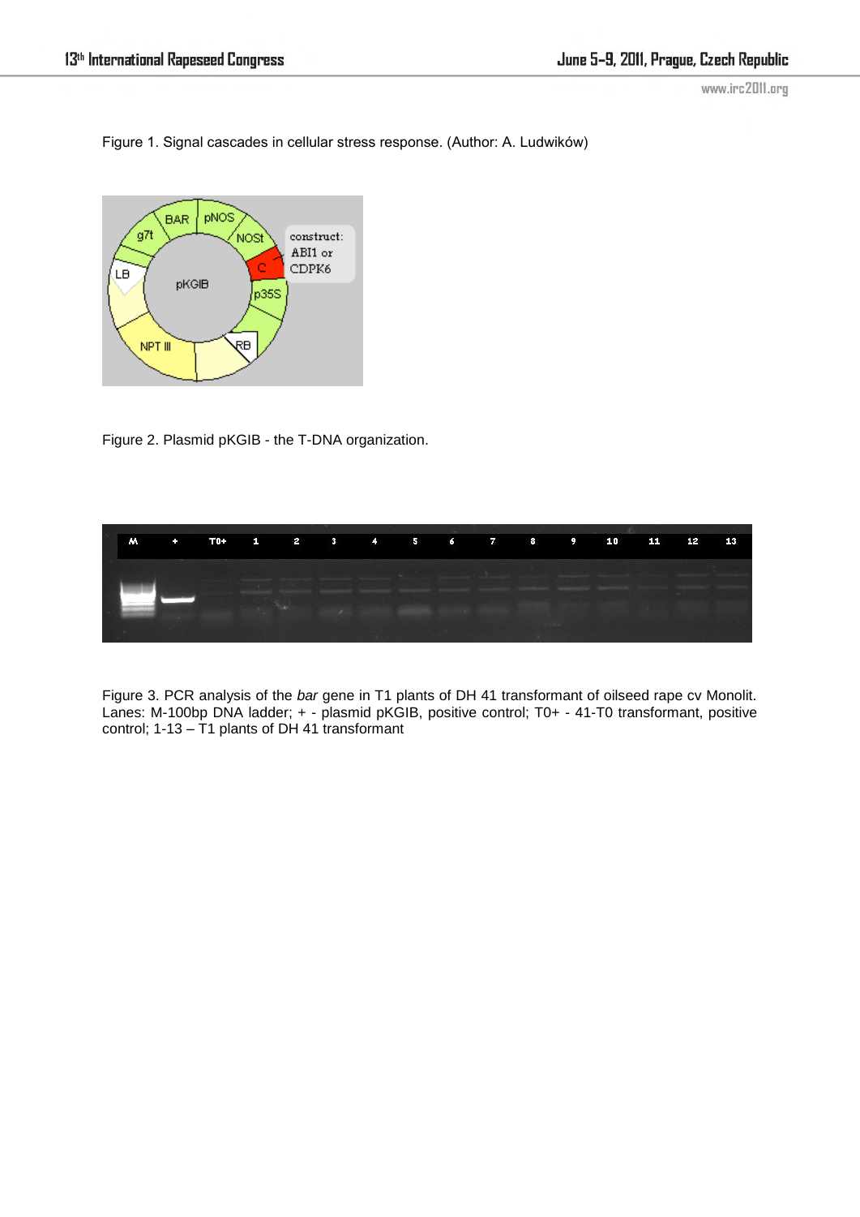Figure 1. Signal cascades in cellular stress response. (Author: A. Ludwików)

BAR
pNOS
NOSt
g7t
construct:
ABI1 or
CDPK6
C
LB
pKGIB
p35S
NPT III
RB

Figure 2. Plasmid pKGIB - the T-DNA organization.

M
+
T0+
1
2
3
4
5
6
7
8
9
10
11
12
13

Figure 3. PCR analysis of the *bar* gene in T1 plants of DH 41 transformant of oilseed rape cv Monolit. Lanes: M-100bp DNA ladder; + - plasmid pKGIB, positive control; T0+ - 41-T0 transformant, positive control; 1-13 – T1 plants of DH 41 transformant